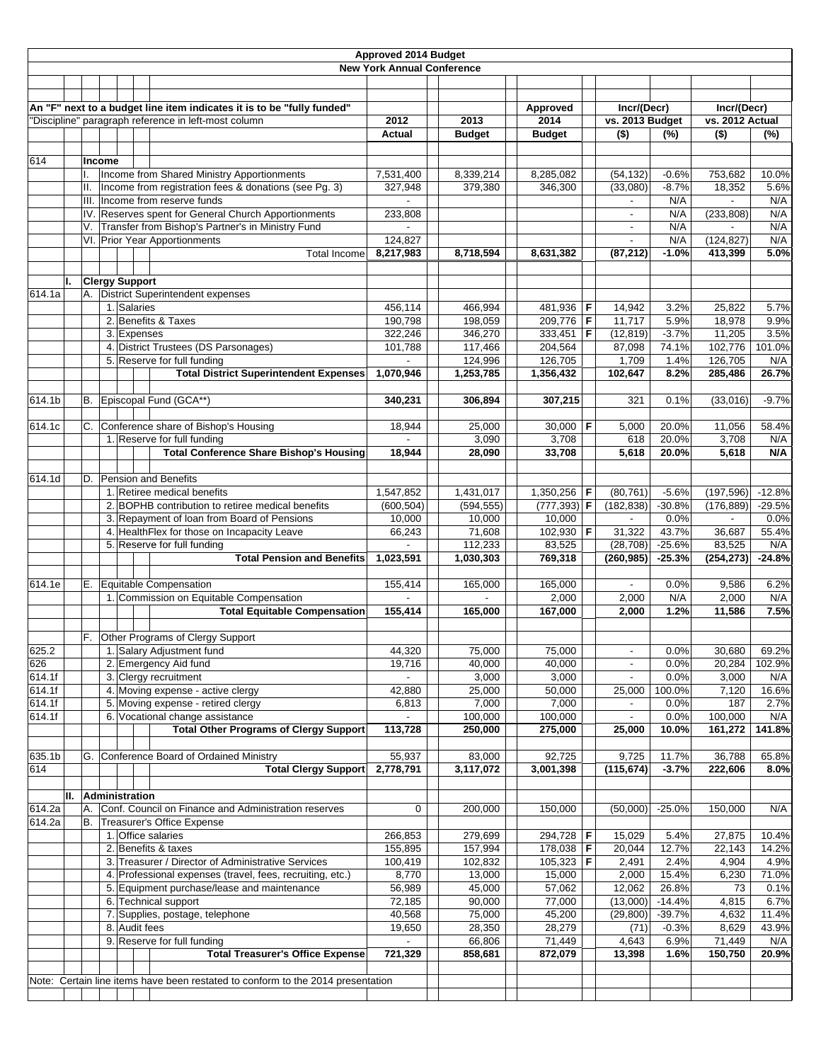# Approved 2014 Budget

## New York Annual Conference

An "F" next to a budget line item indicates it is to be "fully funded"

"Discipline" paragraph reference in left-most column

| Ref | Line Item | 2012 Actual | 2013 Budget | Approved 2014 Budget | | Incr/(Decr) vs. 2013 Budget ($) | (%) | Incr/(Decr) vs. 2012 Actual ($) | (%) |
|---|---|---|---|---|---|---|---|---|---|
| 614 | **Income** | | | | | | | | |
| | I. Income from Shared Ministry Apportionments | 7,531,400 | 8,339,214 | 8,285,082 | | (54,132) | -0.6% | 753,682 | 10.0% |
| | II. Income from registration fees & donations (see Pg. 3) | 327,948 | 379,380 | 346,300 | | (33,080) | -8.7% | 18,352 | 5.6% |
| | III. Income from reserve funds | - | | | | - | N/A | - | N/A |
| | IV. Reserves spent for General Church Apportionments | 233,808 | | | | - | N/A | (233,808) | N/A |
| | V. Transfer from Bishop's Partner in Ministry Fund | - | | | | - | N/A | - | N/A |
| | VI. Prior Year Apportionments | 124,827 | | | | - | N/A | (124,827) | N/A |
| | Total Income | **8,217,983** | **8,718,594** | **8,631,382** | | **(87,212)** | **-1.0%** | **413,399** | **5.0%** |
| | **I. Clergy Support** | | | | | | | | |
| 614.1a | A. District Superintendent expenses | | | | | | | | |
| | 1. Salaries | 456,114 | 466,994 | 481,936 | F | 14,942 | 3.2% | 25,822 | 5.7% |
| | 2. Benefits & Taxes | 190,798 | 198,059 | 209,776 | F | 11,717 | 5.9% | 18,978 | 9.9% |
| | 3. Expenses | 322,246 | 346,270 | 333,451 | F | (12,819) | -3.7% | 11,205 | 3.5% |
| | 4. District Trustees (DS Parsonages) | 101,788 | 117,466 | 204,564 | | 87,098 | 74.1% | 102,776 | 101.0% |
| | 5. Reserve for full funding | - | 124,996 | 126,705 | | 1,709 | 1.4% | 126,705 | N/A |
| | **Total District Superintendent Expenses** | **1,070,946** | **1,253,785** | **1,356,432** | | **102,647** | **8.2%** | **285,486** | **26.7%** |
| 614.1b | B. Episcopal Fund (GCA**) | **340,231** | **306,894** | **307,215** | | 321 | 0.1% | (33,016) | -9.7% |
| 614.1c | C. Conference share of Bishop's Housing | 18,944 | 25,000 | 30,000 | F | 5,000 | 20.0% | 11,056 | 58.4% |
| | 1. Reserve for full funding | - | 3,090 | 3,708 | | 618 | 20.0% | 3,708 | N/A |
| | **Total Conference Share Bishop's Housing** | **18,944** | **28,090** | **33,708** | | **5,618** | **20.0%** | **5,618** | **N/A** |
| 614.1d | D. Pension and Benefits | | | | | | | | |
| | 1. Retiree medical benefits | 1,547,852 | 1,431,017 | 1,350,256 | F | (80,761) | -5.6% | (197,596) | -12.8% |
| | 2. BOPHB contribution to retiree medical benefits | (600,504) | (594,555) | (777,393) | F | (182,838) | -30.8% | (176,889) | -29.5% |
| | 3. Repayment of loan from Board of Pensions | 10,000 | 10,000 | 10,000 | | - | 0.0% | - | 0.0% |
| | 4. HealthFlex for those on Incapacity Leave | 66,243 | 71,608 | 102,930 | F | 31,322 | 43.7% | 36,687 | 55.4% |
| | 5. Reserve for full funding | - | 112,233 | 83,525 | | (28,708) | -25.6% | 83,525 | N/A |
| | **Total Pension and Benefits** | **1,023,591** | **1,030,303** | **769,318** | | **(260,985)** | **-25.3%** | **(254,273)** | **-24.8%** |
| 614.1e | E. Equitable Compensation | 155,414 | 165,000 | 165,000 | | - | 0.0% | 9,586 | 6.2% |
| | 1. Commission on Equitable Compensation | - | - | 2,000 | | 2,000 | N/A | 2,000 | N/A |
| | **Total Equitable Compensation** | **155,414** | **165,000** | **167,000** | | **2,000** | **1.2%** | **11,586** | **7.5%** |
| | F. Other Programs of Clergy Support | | | | | | | | |
| 625.2 | 1. Salary Adjustment fund | 44,320 | 75,000 | 75,000 | | - | 0.0% | 30,680 | 69.2% |
| 626 | 2. Emergency Aid fund | 19,716 | 40,000 | 40,000 | | - | 0.0% | 20,284 | 102.9% |
| 614.1f | 3. Clergy recruitment | - | 3,000 | 3,000 | | - | 0.0% | 3,000 | N/A |
| 614.1f | 4. Moving expense - active clergy | 42,880 | 25,000 | 50,000 | | 25,000 | 100.0% | 7,120 | 16.6% |
| 614.1f | 5. Moving expense - retired clergy | 6,813 | 7,000 | 7,000 | | - | 0.0% | 187 | 2.7% |
| 614.1f | 6. Vocational change assistance | - | 100,000 | 100,000 | | - | 0.0% | 100,000 | N/A |
| | **Total Other Programs of Clergy Support** | **113,728** | **250,000** | **275,000** | | **25,000** | **10.0%** | **161,272** | **141.8%** |
| 635.1b | G. Conference Board of Ordained Ministry | 55,937 | 83,000 | 92,725 | | 9,725 | 11.7% | 36,788 | 65.8% |
| 614 | **Total Clergy Support** | **2,778,791** | **3,117,072** | **3,001,398** | | **(115,674)** | **-3.7%** | **222,606** | **8.0%** |
| | **II. Administration** | | | | | | | | |
| 614.2a | A. Conf. Council on Finance and Administration reserves | 0 | 200,000 | 150,000 | | (50,000) | -25.0% | 150,000 | N/A |
| 614.2a | B. Treasurer's Office Expense | | | | | | | | |
| | 1. Office salaries | 266,853 | 279,699 | 294,728 | F | 15,029 | 5.4% | 27,875 | 10.4% |
| | 2. Benefits & taxes | 155,895 | 157,994 | 178,038 | F | 20,044 | 12.7% | 22,143 | 14.2% |
| | 3. Treasurer / Director of Administrative Services | 100,419 | 102,832 | 105,323 | F | 2,491 | 2.4% | 4,904 | 4.9% |
| | 4. Professional expenses (travel, fees, recruiting, etc.) | 8,770 | 13,000 | 15,000 | | 2,000 | 15.4% | 6,230 | 71.0% |
| | 5. Equipment purchase/lease and maintenance | 56,989 | 45,000 | 57,062 | | 12,062 | 26.8% | 73 | 0.1% |
| | 6. Technical support | 72,185 | 90,000 | 77,000 | | (13,000) | -14.4% | 4,815 | 6.7% |
| | 7. Supplies, postage, telephone | 40,568 | 75,000 | 45,200 | | (29,800) | -39.7% | 4,632 | 11.4% |
| | 8. Audit fees | 19,650 | 28,350 | 28,279 | | (71) | -0.3% | 8,629 | 43.9% |
| | 9. Reserve for full funding | - | 66,806 | 71,449 | | 4,643 | 6.9% | 71,449 | N/A |
| | **Total Treasurer's Office Expense** | **721,329** | **858,681** | **872,079** | | **13,398** | **1.6%** | **150,750** | **20.9%** |

Note: Certain line items have been restated to conform to the 2014 presentation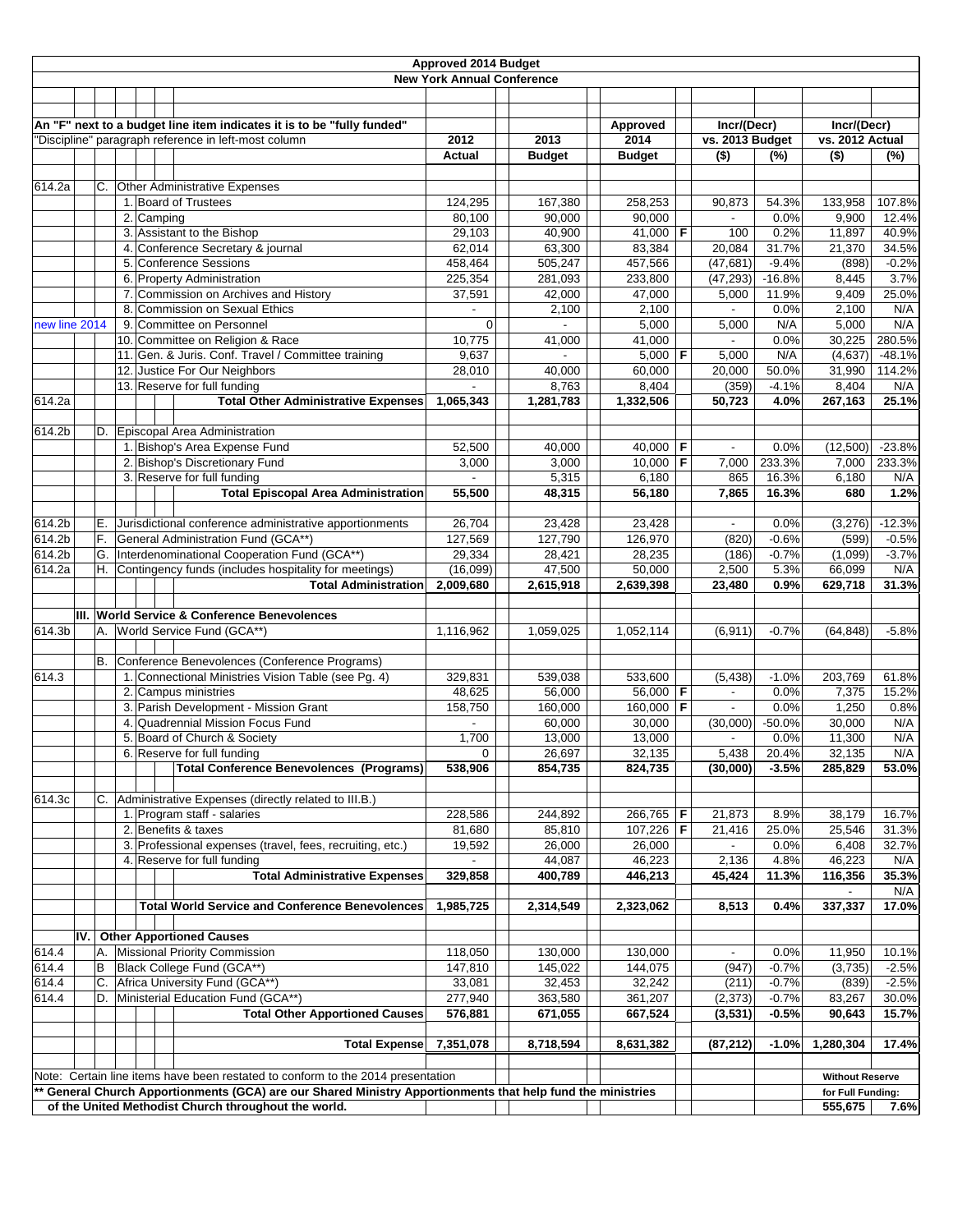# Approved 2014 Budget

## New York Annual Conference

An "F" next to a budget line item indicates it is to be "fully funded"

"Discipline" paragraph reference in left-most column

| Ref | | | Line Item | 2012 Actual | 2013 Budget | Approved 2014 Budget | F | Incr/(Decr) vs. 2013 Budget ($) | Incr/(Decr) vs. 2013 Budget (%) | Incr/(Decr) vs. 2012 Actual ($) | Incr/(Decr) vs. 2012 Actual (%) |
|---|---|---|---|---|---|---|---|---|---|---|---|
| 614.2a | | C. | Other Administrative Expenses | | | | | | | | |
| | | 1. | Board of Trustees | 124,295 | 167,380 | 258,253 | | 90,873 | 54.3% | 133,958 | 107.8% |
| | | 2. | Camping | 80,100 | 90,000 | 90,000 | | - | 0.0% | 9,900 | 12.4% |
| | | 3. | Assistant to the Bishop | 29,103 | 40,900 | 41,000 | F | 100 | 0.2% | 11,897 | 40.9% |
| | | 4. | Conference Secretary & journal | 62,014 | 63,300 | 83,384 | | 20,084 | 31.7% | 21,370 | 34.5% |
| | | 5. | Conference Sessions | 458,464 | 505,247 | 457,566 | | (47,681) | -9.4% | (898) | -0.2% |
| | | 6. | Property Administration | 225,354 | 281,093 | 233,800 | | (47,293) | -16.8% | 8,445 | 3.7% |
| | | 7. | Commission on Archives and History | 37,591 | 42,000 | 47,000 | | 5,000 | 11.9% | 9,409 | 25.0% |
| | | 8. | Commission on Sexual Ethics | - | 2,100 | 2,100 | | - | 0.0% | 2,100 | N/A |
| new line 2014 | | 9. | Committee on Personnel | 0 | - | 5,000 | | 5,000 | N/A | 5,000 | N/A |
| | | 10. | Committee on Religion & Race | 10,775 | 41,000 | 41,000 | | - | 0.0% | 30,225 | 280.5% |
| | | 11. | Gen. & Juris. Conf. Travel / Committee training | 9,637 | - | 5,000 | F | 5,000 | N/A | (4,637) | -48.1% |
| | | 12. | Justice For Our Neighbors | 28,010 | 40,000 | 60,000 | | 20,000 | 50.0% | 31,990 | 114.2% |
| | | 13. | Reserve for full funding | - | 8,763 | 8,404 | | (359) | -4.1% | 8,404 | N/A |
| 614.2a | | | **Total Other Administrative Expenses** | **1,065,343** | **1,281,783** | **1,332,506** | | **50,723** | **4.0%** | **267,163** | **25.1%** |
| 614.2b | | D. | Episcopal Area Administration | | | | | | | | |
| | | 1. | Bishop's Area Expense Fund | 52,500 | 40,000 | 40,000 | F | - | 0.0% | (12,500) | -23.8% |
| | | 2. | Bishop's Discretionary Fund | 3,000 | 3,000 | 10,000 | F | 7,000 | 233.3% | 7,000 | 233.3% |
| | | 3. | Reserve for full funding | - | 5,315 | 6,180 | | 865 | 16.3% | 6,180 | N/A |
| | | | **Total Episcopal Area Administration** | **55,500** | **48,315** | **56,180** | | **7,865** | **16.3%** | **680** | **1.2%** |
| 614.2b | | E. | Jurisdictional conference administrative apportionments | 26,704 | 23,428 | 23,428 | | - | 0.0% | (3,276) | -12.3% |
| 614.2b | | F. | General Administration Fund (GCA**) | 127,569 | 127,790 | 126,970 | | (820) | -0.6% | (599) | -0.5% |
| 614.2b | | G. | Interdenominational Cooperation Fund (GCA**) | 29,334 | 28,421 | 28,235 | | (186) | -0.7% | (1,099) | -3.7% |
| 614.2a | | H. | Contingency funds (includes hospitality for meetings) | (16,099) | 47,500 | 50,000 | | 2,500 | 5.3% | 66,099 | N/A |
| | | | **Total Administration** | **2,009,680** | **2,615,918** | **2,639,398** | | **23,480** | **0.9%** | **629,718** | **31.3%** |
| | III. | | **World Service & Conference Benevolences** | | | | | | | | |
| 614.3b | | A. | World Service Fund (GCA**) | 1,116,962 | 1,059,025 | 1,052,114 | | (6,911) | -0.7% | (64,848) | -5.8% |
| | | B. | Conference Benevolences (Conference Programs) | | | | | | | | |
| 614.3 | | 1. | Connectional Ministries Vision Table (see Pg. 4) | 329,831 | 539,038 | 533,600 | | (5,438) | -1.0% | 203,769 | 61.8% |
| | | 2. | Campus ministries | 48,625 | 56,000 | 56,000 | F | - | 0.0% | 7,375 | 15.2% |
| | | 3. | Parish Development - Mission Grant | 158,750 | 160,000 | 160,000 | F | - | 0.0% | 1,250 | 0.8% |
| | | 4. | Quadrennial Mission Focus Fund | - | 60,000 | 30,000 | | (30,000) | -50.0% | 30,000 | N/A |
| | | 5. | Board of Church & Society | 1,700 | 13,000 | 13,000 | | - | 0.0% | 11,300 | N/A |
| | | 6. | Reserve for full funding | 0 | 26,697 | 32,135 | | 5,438 | 20.4% | 32,135 | N/A |
| | | | **Total Conference Benevolences (Programs)** | **538,906** | **854,735** | **824,735** | | **(30,000)** | **-3.5%** | **285,829** | **53.0%** |
| 614.3c | | C. | Administrative Expenses (directly related to III.B.) | | | | | | | | |
| | | 1. | Program staff - salaries | 228,586 | 244,892 | 266,765 | F | 21,873 | 8.9% | 38,179 | 16.7% |
| | | 2. | Benefits & taxes | 81,680 | 85,810 | 107,226 | F | 21,416 | 25.0% | 25,546 | 31.3% |
| | | 3. | Professional expenses (travel, fees, recruiting, etc.) | 19,592 | 26,000 | 26,000 | | - | 0.0% | 6,408 | 32.7% |
| | | 4. | Reserve for full funding | - | 44,087 | 46,223 | | 2,136 | 4.8% | 46,223 | N/A |
| | | | **Total Administrative Expenses** | **329,858** | **400,789** | **446,213** | | **45,424** | **11.3%** | **116,356** | **35.3%** |
| | | | | | | | | | | - | N/A |
| | | | **Total World Service and Conference Benevolences** | **1,985,725** | **2,314,549** | **2,323,062** | | **8,513** | **0.4%** | **337,337** | **17.0%** |
| | IV. | | **Other Apportioned Causes** | | | | | | | | |
| 614.4 | | A. | Missional Priority Commission | 118,050 | 130,000 | 130,000 | | - | 0.0% | 11,950 | 10.1% |
| 614.4 | | B | Black College Fund (GCA**) | 147,810 | 145,022 | 144,075 | | (947) | -0.7% | (3,735) | -2.5% |
| 614.4 | | C. | Africa University Fund (GCA**) | 33,081 | 32,453 | 32,242 | | (211) | -0.7% | (839) | -2.5% |
| 614.4 | | D. | Ministerial Education Fund (GCA**) | 277,940 | 363,580 | 361,207 | | (2,373) | -0.7% | 83,267 | 30.0% |
| | | | **Total Other Apportioned Causes** | **576,881** | **671,055** | **667,524** | | **(3,531)** | **-0.5%** | **90,643** | **15.7%** |
| | | | **Total Expense** | **7,351,078** | **8,718,594** | **8,631,382** | | **(87,212)** | **-1.0%** | **1,280,304** | **17.4%** |
| | | | | | | | | | | **Without Reserve for Full Funding:** | |
| | | | | | | | | | | **555,675** | **7.6%** |

Note: Certain line items have been restated to conform to the 2014 presentation

**** General Church Apportionments (GCA) are our Shared Ministry Apportionments that help fund the ministries of the United Methodist Church throughout the world.**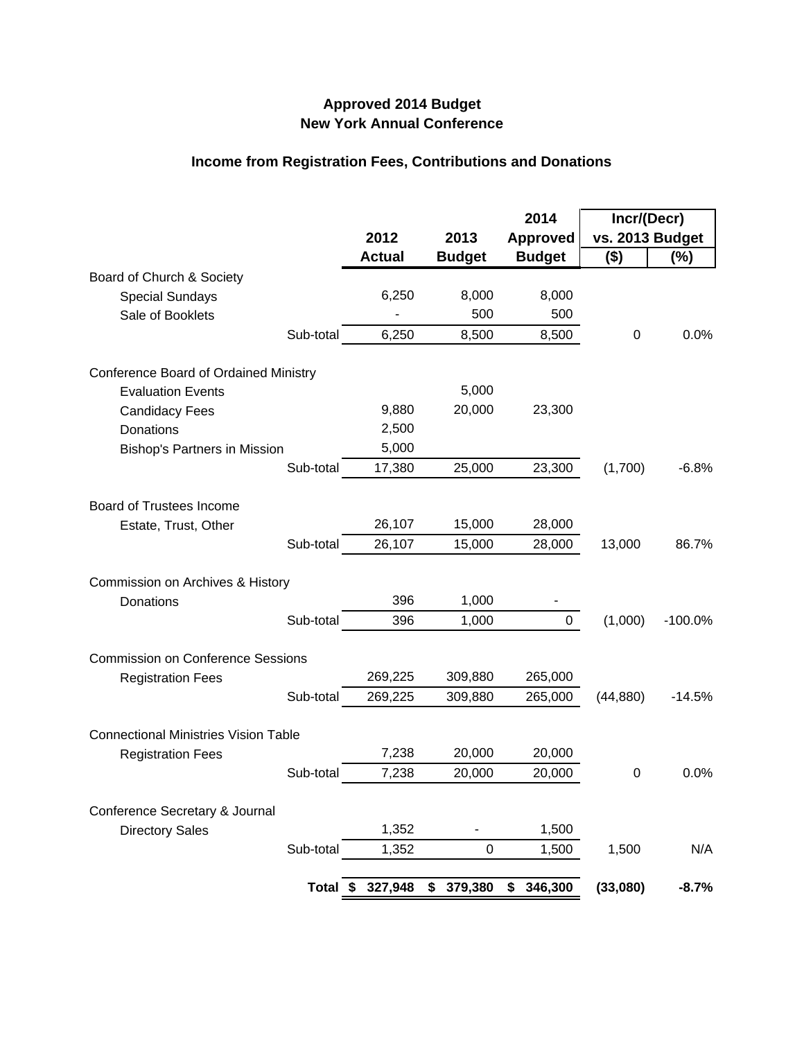**Approved 2014 Budget**
**New York Annual Conference**

**Income from Registration Fees, Contributions and Donations**

| | 2012 Actual | 2013 Budget | 2014 Approved Budget | Incr/(Decr) vs. 2013 Budget ($) | (%) |
|---|---|---|---|---|---|
| Board of Church & Society | | | | | |
| Special Sundays | 6,250 | 8,000 | 8,000 | | |
| Sale of Booklets | - | 500 | 500 | | |
| Sub-total | 6,250 | 8,500 | 8,500 | 0 | 0.0% |
| Conference Board of Ordained Ministry | | | | | |
| Evaluation Events | | 5,000 | | | |
| Candidacy Fees | 9,880 | 20,000 | 23,300 | | |
| Donations | 2,500 | | | | |
| Bishop's Partners in Mission | 5,000 | | | | |
| Sub-total | 17,380 | 25,000 | 23,300 | (1,700) | -6.8% |
| Board of Trustees Income | | | | | |
| Estate, Trust, Other | 26,107 | 15,000 | 28,000 | | |
| Sub-total | 26,107 | 15,000 | 28,000 | 13,000 | 86.7% |
| Commission on Archives & History | | | | | |
| Donations | 396 | 1,000 | - | | |
| Sub-total | 396 | 1,000 | 0 | (1,000) | -100.0% |
| Commission on Conference Sessions | | | | | |
| Registration Fees | 269,225 | 309,880 | 265,000 | | |
| Sub-total | 269,225 | 309,880 | 265,000 | (44,880) | -14.5% |
| Connectional Ministries Vision Table | | | | | |
| Registration Fees | 7,238 | 20,000 | 20,000 | | |
| Sub-total | 7,238 | 20,000 | 20,000 | 0 | 0.0% |
| Conference Secretary & Journal | | | | | |
| Directory Sales | 1,352 | - | 1,500 | | |
| Sub-total | 1,352 | 0 | 1,500 | 1,500 | N/A |
| **Total** | **$ 327,948** | **$ 379,380** | **$ 346,300** | **(33,080)** | **-8.7%** |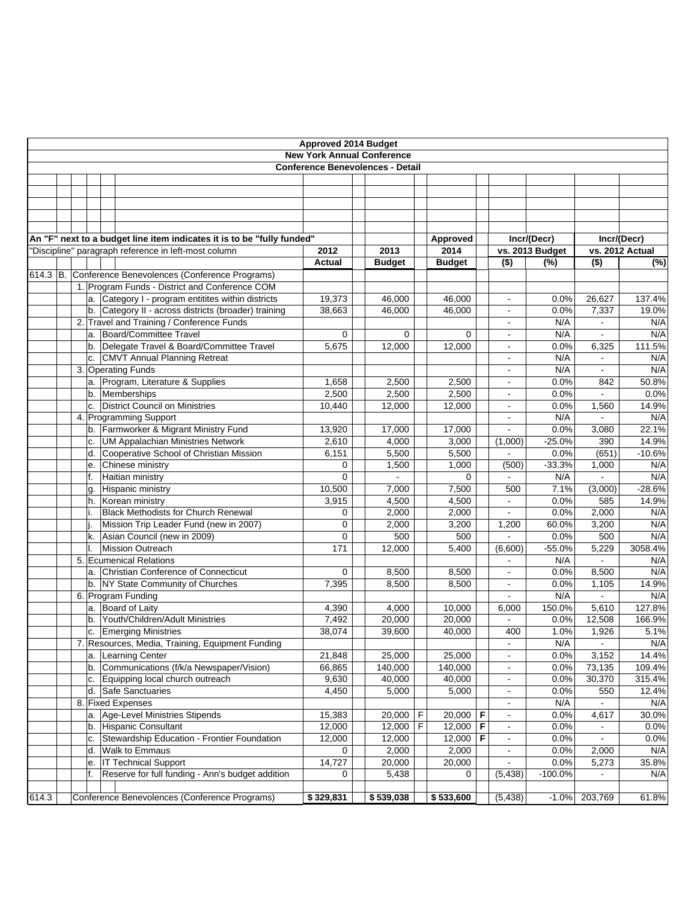**Approved 2014 Budget**
**New York Annual Conference**
**Conference Benevolences - Detail**

An "F" next to a budget line item indicates it is to be "fully funded"
"Discipline" paragraph reference in left-most column

| | | | | 2012 Actual | 2013 Budget | | Approved 2014 Budget | | Incr/(Decr) vs. 2013 Budget ($) | Incr/(Decr) vs. 2013 Budget (%) | Incr/(Decr) vs. 2012 Actual ($) | Incr/(Decr) vs. 2012 Actual (%) |
|---|---|---|---|---|---|---|---|---|---|---|---|---|
| 614.3 | B. | | Conference Benevolences (Conference Programs) | | | | | | | | | |
| | | 1. | Program Funds - District and Conference COM | | | | | | | | | |
| | | a. | Category I - program entitites within districts | 19,373 | 46,000 | | 46,000 | | - | 0.0% | 26,627 | 137.4% |
| | | b. | Category II - across districts (broader) training | 38,663 | 46,000 | | 46,000 | | - | 0.0% | 7,337 | 19.0% |
| | | 2. | Travel and Training / Conference Funds | | | | | | - | N/A | - | N/A |
| | | a. | Board/Committee Travel | 0 | 0 | | 0 | | - | N/A | - | N/A |
| | | b. | Delegate Travel & Board/Committee Travel | 5,675 | 12,000 | | 12,000 | | - | 0.0% | 6,325 | 111.5% |
| | | c. | CMVT Annual Planning Retreat | | | | | | - | N/A | - | N/A |
| | | 3. | Operating Funds | | | | | | - | N/A | - | N/A |
| | | a. | Program, Literature & Supplies | 1,658 | 2,500 | | 2,500 | | - | 0.0% | 842 | 50.8% |
| | | b. | Memberships | 2,500 | 2,500 | | 2,500 | | - | 0.0% | - | 0.0% |
| | | c. | District Council on Ministries | 10,440 | 12,000 | | 12,000 | | - | 0.0% | 1,560 | 14.9% |
| | | 4. | Programming Support | | | | | | - | N/A | - | N/A |
| | | b. | Farmworker & Migrant Ministry Fund | 13,920 | 17,000 | | 17,000 | | - | 0.0% | 3,080 | 22.1% |
| | | c. | UM Appalachian Ministries Network | 2,610 | 4,000 | | 3,000 | | (1,000) | -25.0% | 390 | 14.9% |
| | | d. | Cooperative School of Christian Mission | 6,151 | 5,500 | | 5,500 | | - | 0.0% | (651) | -10.6% |
| | | e. | Chinese ministry | 0 | 1,500 | | 1,000 | | (500) | -33.3% | 1,000 | N/A |
| | | f. | Haitian ministry | 0 | - | | 0 | | - | N/A | - | N/A |
| | | g. | Hispanic ministry | 10,500 | 7,000 | | 7,500 | | 500 | 7.1% | (3,000) | -28.6% |
| | | h. | Korean ministry | 3,915 | 4,500 | | 4,500 | | - | 0.0% | 585 | 14.9% |
| | | i. | Black Methodists for Church Renewal | 0 | 2,000 | | 2,000 | | - | 0.0% | 2,000 | N/A |
| | | j. | Mission Trip Leader Fund (new in 2007) | 0 | 2,000 | | 3,200 | | 1,200 | 60.0% | 3,200 | N/A |
| | | k. | Asian Council (new in 2009) | 0 | 500 | | 500 | | - | 0.0% | 500 | N/A |
| | | l. | Mission Outreach | 171 | 12,000 | | 5,400 | | (6,600) | -55.0% | 5,229 | 3058.4% |
| | | 5. | Ecumenical Relations | | | | | | - | N/A | - | N/A |
| | | a. | Christian Conference of Connecticut | 0 | 8,500 | | 8,500 | | - | 0.0% | 8,500 | N/A |
| | | b. | NY State Community of Churches | 7,395 | 8,500 | | 8,500 | | - | 0.0% | 1,105 | 14.9% |
| | | 6. | Program Funding | | | | | | - | N/A | - | N/A |
| | | a. | Board of Laity | 4,390 | 4,000 | | 10,000 | | 6,000 | 150.0% | 5,610 | 127.8% |
| | | b. | Youth/Children/Adult Ministries | 7,492 | 20,000 | | 20,000 | | - | 0.0% | 12,508 | 166.9% |
| | | c. | Emerging Ministries | 38,074 | 39,600 | | 40,000 | | 400 | 1.0% | 1,926 | 5.1% |
| | | 7. | Resources, Media, Training, Equipment Funding | | | | | | - | N/A | - | N/A |
| | | a. | Learning Center | 21,848 | 25,000 | | 25,000 | | - | 0.0% | 3,152 | 14.4% |
| | | b. | Communications (f/k/a Newspaper/Vision) | 66,865 | 140,000 | | 140,000 | | - | 0.0% | 73,135 | 109.4% |
| | | c. | Equipping local church outreach | 9,630 | 40,000 | | 40,000 | | - | 0.0% | 30,370 | 315.4% |
| | | d. | Safe Sanctuaries | 4,450 | 5,000 | | 5,000 | | - | 0.0% | 550 | 12.4% |
| | | 8. | Fixed Expenses | | | | | | - | N/A | - | N/A |
| | | a. | Age-Level Ministries Stipends | 15,383 | 20,000 | F | 20,000 | **F** | - | 0.0% | 4,617 | 30.0% |
| | | b. | Hispanic Consultant | 12,000 | 12,000 | F | 12,000 | **F** | - | 0.0% | - | 0.0% |
| | | c. | Stewardship Education - Frontier Foundation | 12,000 | 12,000 | | 12,000 | **F** | - | 0.0% | - | 0.0% |
| | | d. | Walk to Emmaus | 0 | 2,000 | | 2,000 | | - | 0.0% | 2,000 | N/A |
| | | e. | IT Technical Support | 14,727 | 20,000 | | 20,000 | | - | 0.0% | 5,273 | 35.8% |
| | | f. | Reserve for full funding - Ann's budget addition | 0 | 5,438 | | 0 | | (5,438) | -100.0% | - | N/A |
| 614.3 | | | Conference Benevolences (Conference Programs) | **$ 329,831** | **$ 539,038** | | **$ 533,600** | | (5,438) | -1.0% | 203,769 | 61.8% |